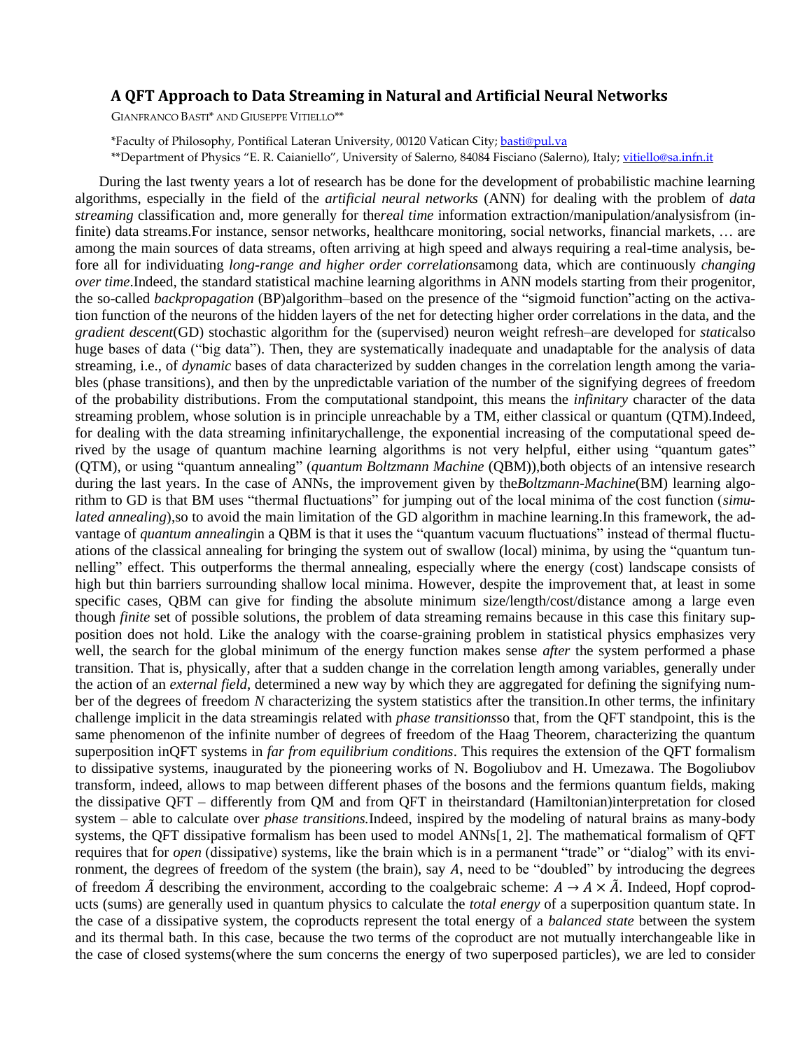# A QFT Approach to Data Streaming in Natural and Artificial Neural Networks

GIANFRANCO BASTI* AND GIUSEPPE VITIELLO**

*Faculty of Philosophy, Pontifical Lateran University, 00120 Vatican City; basti@pul.va

**Department of Physics "E. R. Caianiello", University of Salerno, 84084 Fisciano (Salerno), Italy; vitiello@sa.infn.it

During the last twenty years a lot of research has be done for the development of probabilistic machine learning algorithms, especially in the field of the *artificial neural networks* (ANN) for dealing with the problem of *data streaming* classification and, more generally for the*real time* information extraction/manipulation/analysisfrom (infinite) data streams.For instance, sensor networks, healthcare monitoring, social networks, financial markets, … are among the main sources of data streams, often arriving at high speed and always requiring a real-time analysis, before all for individuating *long-range and higher order correlations*among data, which are continuously *changing over time*.Indeed, the standard statistical machine learning algorithms in ANN models starting from their progenitor, the so-called *backpropagation* (BP)algorithm–based on the presence of the "sigmoid function"acting on the activation function of the neurons of the hidden layers of the net for detecting higher order correlations in the data, and the *gradient descent*(GD) stochastic algorithm for the (supervised) neuron weight refresh–are developed for *static*also huge bases of data ("big data"). Then, they are systematically inadequate and unadaptable for the analysis of data streaming, i.e., of *dynamic* bases of data characterized by sudden changes in the correlation length among the variables (phase transitions), and then by the unpredictable variation of the number of the signifying degrees of freedom of the probability distributions. From the computational standpoint, this means the *infinitary* character of the data streaming problem, whose solution is in principle unreachable by a TM, either classical or quantum (QTM).Indeed, for dealing with the data streaming infinitarychallenge, the exponential increasing of the computational speed derived by the usage of quantum machine learning algorithms is not very helpful, either using "quantum gates" (QTM), or using "quantum annealing" (*quantum Boltzmann Machine* (QBM)),both objects of an intensive research during the last years. In the case of ANNs, the improvement given by the*Boltzmann-Machine*(BM) learning algorithm to GD is that BM uses "thermal fluctuations" for jumping out of the local minima of the cost function (*simulated annealing*),so to avoid the main limitation of the GD algorithm in machine learning.In this framework, the advantage of *quantum annealing*in a QBM is that it uses the "quantum vacuum fluctuations" instead of thermal fluctuations of the classical annealing for bringing the system out of swallow (local) minima, by using the "quantum tunnelling" effect. This outperforms the thermal annealing, especially where the energy (cost) landscape consists of high but thin barriers surrounding shallow local minima. However, despite the improvement that, at least in some specific cases, QBM can give for finding the absolute minimum size/length/cost/distance among a large even though *finite* set of possible solutions, the problem of data streaming remains because in this case this finitary supposition does not hold. Like the analogy with the coarse-graining problem in statistical physics emphasizes very well, the search for the global minimum of the energy function makes sense *after* the system performed a phase transition. That is, physically, after that a sudden change in the correlation length among variables, generally under the action of an *external field*, determined a new way by which they are aggregated for defining the signifying number of the degrees of freedom *N* characterizing the system statistics after the transition.In other terms, the infinitary challenge implicit in the data streamingis related with *phase transitions*so that, from the QFT standpoint, this is the same phenomenon of the infinite number of degrees of freedom of the Haag Theorem, characterizing the quantum superposition inQFT systems in *far from equilibrium conditions*. This requires the extension of the QFT formalism to dissipative systems, inaugurated by the pioneering works of N. Bogoliubov and H. Umezawa. The Bogoliubov transform, indeed, allows to map between different phases of the bosons and the fermions quantum fields, making the dissipative QFT – differently from QM and from QFT in theirstandard (Hamiltonian)interpretation for closed system – able to calculate over *phase transitions.*Indeed, inspired by the modeling of natural brains as many-body systems, the QFT dissipative formalism has been used to model ANNs[1, 2]. The mathematical formalism of QFT requires that for *open* (dissipative) systems, like the brain which is in a permanent "trade" or "dialog" with its environment, the degrees of freedom of the system (the brain), say $A$, need to be "doubled" by introducing the degrees of freedom $\tilde{A}$ describing the environment, according to the coalgebraic scheme: $A \to A \times \tilde{A}$. Indeed, Hopf coproducts (sums) are generally used in quantum physics to calculate the *total energy* of a superposition quantum state. In the case of a dissipative system, the coproducts represent the total energy of a *balanced state* between the system and its thermal bath. In this case, because the two terms of the coproduct are not mutually interchangeable like in the case of closed systems(where the sum concerns the energy of two superposed particles), we are led to consider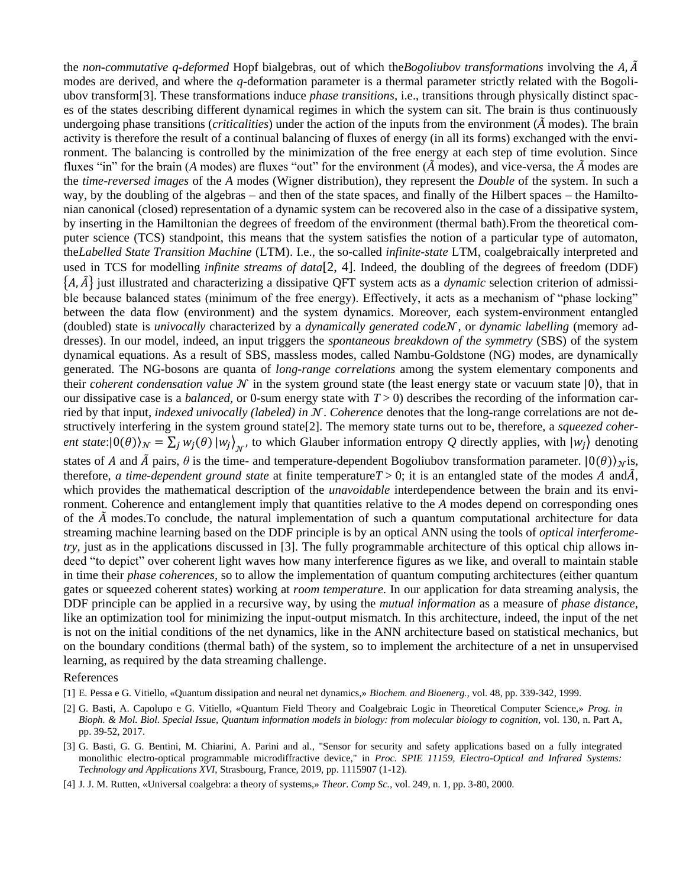the *non-commutative q-deformed* Hopf bialgebras, out of which the*Bogoliubov transformations* involving the $A, \tilde{A}$ modes are derived, and where the *q*-deformation parameter is a thermal parameter strictly related with the Bogoliubov transform[3]. These transformations induce *phase transitions*, i.e., transitions through physically distinct spaces of the states describing different dynamical regimes in which the system can sit. The brain is thus continuously undergoing phase transitions (*criticalities*) under the action of the inputs from the environment ($\tilde{A}$ modes). The brain activity is therefore the result of a continual balancing of fluxes of energy (in all its forms) exchanged with the environment. The balancing is controlled by the minimization of the free energy at each step of time evolution. Since fluxes "in" for the brain (*A* modes) are fluxes "out" for the environment ($\tilde{A}$ modes), and vice-versa, the $\tilde{A}$ modes are the *time-reversed images* of the *A* modes (Wigner distribution), they represent the *Double* of the system. In such a way, by the doubling of the algebras – and then of the state spaces, and finally of the Hilbert spaces – the Hamiltonian canonical (closed) representation of a dynamic system can be recovered also in the case of a dissipative system, by inserting in the Hamiltonian the degrees of freedom of the environment (thermal bath).From the theoretical computer science (TCS) standpoint, this means that the system satisfies the notion of a particular type of automaton, the*Labelled State Transition Machine* (LTM). I.e., the so-called *infinite-state* LTM, coalgebraically interpreted and used in TCS for modelling *infinite streams of data*[2, 4]. Indeed, the doubling of the degrees of freedom (DDF) $\{A, \tilde{A}\}$ just illustrated and characterizing a dissipative QFT system acts as a *dynamic* selection criterion of admissible because balanced states (minimum of the free energy). Effectively, it acts as a mechanism of "phase locking" between the data flow (environment) and the system dynamics. Moreover, each system-environment entangled (doubled) state is *univocally* characterized by a *dynamically generated code*$\mathcal{N}$, or *dynamic labelling* (memory addresses). In our model, indeed, an input triggers the *spontaneous breakdown of the symmetry* (SBS) of the system dynamical equations. As a result of SBS, massless modes, called Nambu-Goldstone (NG) modes, are dynamically generated. The NG-bosons are quanta of *long-range correlations* among the system elementary components and their *coherent condensation value* $\mathcal{N}$ in the system ground state (the least energy state or vacuum state $|0\rangle$, that in our dissipative case is a *balanced*, or 0-sum energy state with $T > 0$) describes the recording of the information carried by that input, *indexed univocally (labeled) in* $\mathcal{N}$. *Coherence* denotes that the long-range correlations are not destructively interfering in the system ground state[2]. The memory state turns out to be, therefore, a *squeezed coherent state*:$|0(\theta)\rangle_{\mathcal{N}} = \sum_j w_j(\theta)\, |w_j\rangle_{\mathcal{N}}$, to which Glauber information entropy *Q* directly applies, with $|w_j\rangle$ denoting states of *A* and $\tilde{A}$ pairs, $\theta$ is the time- and temperature-dependent Bogoliubov transformation parameter. $|0(\theta)\rangle_{\mathcal{N}}$is, therefore, *a time-dependent ground state* at finite temperature$T > 0$; it is an entangled state of the modes $A$ and$\tilde{A}$, which provides the mathematical description of the *unavoidable* interdependence between the brain and its environment. Coherence and entanglement imply that quantities relative to the *A* modes depend on corresponding ones of the $\tilde{A}$ modes.To conclude, the natural implementation of such a quantum computational architecture for data streaming machine learning based on the DDF principle is by an optical ANN using the tools of *optical interferometry*, just as in the applications discussed in [3]. The fully programmable architecture of this optical chip allows indeed "to depict" over coherent light waves how many interference figures as we like, and overall to maintain stable in time their *phase coherences*, so to allow the implementation of quantum computing architectures (either quantum gates or squeezed coherent states) working at *room temperature*. In our application for data streaming analysis, the DDF principle can be applied in a recursive way, by using the *mutual information* as a measure of *phase distance*, like an optimization tool for minimizing the input-output mismatch. In this architecture, indeed, the input of the net is not on the initial conditions of the net dynamics, like in the ANN architecture based on statistical mechanics, but on the boundary conditions (thermal bath) of the system, so to implement the architecture of a net in unsupervised learning, as required by the data streaming challenge.

## References

[1] E. Pessa e G. Vitiello, «Quantum dissipation and neural net dynamics,» *Biochem. and Bioenerg.*, vol. 48, pp. 339-342, 1999.

[2] G. Basti, A. Capolupo e G. Vitiello, «Quantum Field Theory and Coalgebraic Logic in Theoretical Computer Science,» *Prog. in Bioph. & Mol. Biol. Special Issue, Quantum information models in biology: from molecular biology to cognition*, vol. 130, n. Part A, pp. 39-52, 2017.

[3] G. Basti, G. G. Bentini, M. Chiarini, A. Parini and al., "Sensor for security and safety applications based on a fully integrated monolithic electro-optical programmable microdiffractive device," in *Proc. SPIE 11159, Electro-Optical and Infrared Systems: Technology and Applications XVI*, Strasbourg, France, 2019, pp. 1115907 (1-12).

[4] J. J. M. Rutten, «Universal coalgebra: a theory of systems,» *Theor. Comp Sc.*, vol. 249, n. 1, pp. 3-80, 2000.